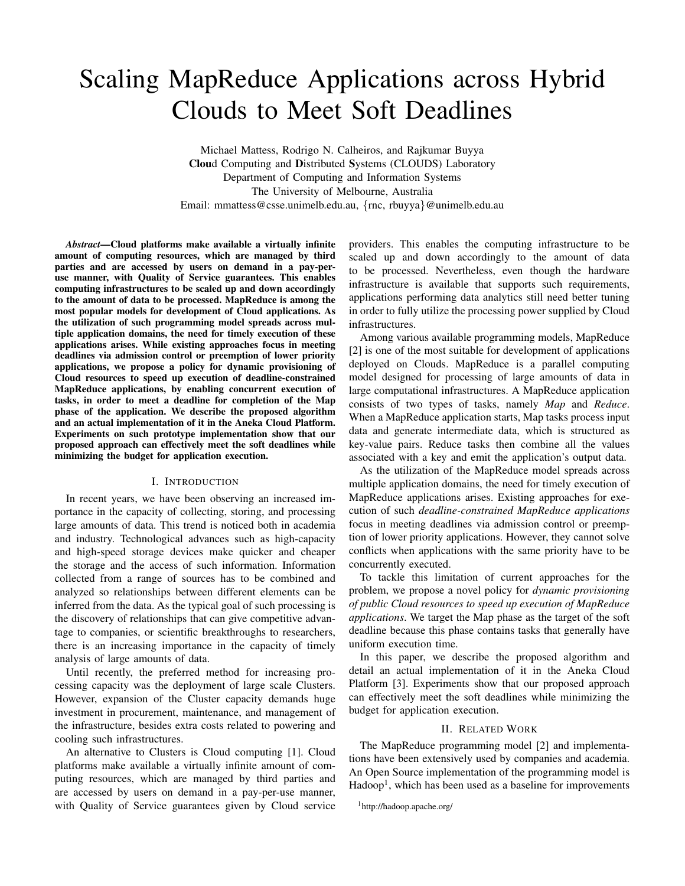# Scaling MapReduce Applications across Hybrid Clouds to Meet Soft Deadlines

Michael Mattess, Rodrigo N. Calheiros, and Rajkumar Buyya
**Clou**d Computing and **D**istributed **S**ystems (CLOUDS) Laboratory
Department of Computing and Information Systems
The University of Melbourne, Australia
Email: mmattess@csse.unimelb.edu.au, {rnc, rbuyya}@unimelb.edu.au

***Abstract*—Cloud platforms make available a virtually infinite amount of computing resources, which are managed by third parties and are accessed by users on demand in a pay-per-use manner, with Quality of Service guarantees. This enables computing infrastructures to be scaled up and down accordingly to the amount of data to be processed. MapReduce is among the most popular models for development of Cloud applications. As the utilization of such programming model spreads across multiple application domains, the need for timely execution of these applications arises. While existing approaches focus in meeting deadlines via admission control or preemption of lower priority applications, we propose a policy for dynamic provisioning of Cloud resources to speed up execution of deadline-constrained MapReduce applications, by enabling concurrent execution of tasks, in order to meet a deadline for completion of the Map phase of the application. We describe the proposed algorithm and an actual implementation of it in the Aneka Cloud Platform. Experiments on such prototype implementation show that our proposed approach can effectively meet the soft deadlines while minimizing the budget for application execution.**

## I. Introduction

In recent years, we have been observing an increased importance in the capacity of collecting, storing, and processing large amounts of data. This trend is noticed both in academia and industry. Technological advances such as high-capacity and high-speed storage devices make quicker and cheaper the storage and the access of such information. Information collected from a range of sources has to be combined and analyzed so relationships between different elements can be inferred from the data. As the typical goal of such processing is the discovery of relationships that can give competitive advantage to companies, or scientific breakthroughs to researchers, there is an increasing importance in the capacity of timely analysis of large amounts of data.

Until recently, the preferred method for increasing processing capacity was the deployment of large scale Clusters. However, expansion of the Cluster capacity demands huge investment in procurement, maintenance, and management of the infrastructure, besides extra costs related to powering and cooling such infrastructures.

An alternative to Clusters is Cloud computing [1]. Cloud platforms make available a virtually infinite amount of computing resources, which are managed by third parties and are accessed by users on demand in a pay-per-use manner, with Quality of Service guarantees given by Cloud service providers. This enables the computing infrastructure to be scaled up and down accordingly to the amount of data to be processed. Nevertheless, even though the hardware infrastructure is available that supports such requirements, applications performing data analytics still need better tuning in order to fully utilize the processing power supplied by Cloud infrastructures.

Among various available programming models, MapReduce [2] is one of the most suitable for development of applications deployed on Clouds. MapReduce is a parallel computing model designed for processing of large amounts of data in large computational infrastructures. A MapReduce application consists of two types of tasks, namely *Map* and *Reduce*. When a MapReduce application starts, Map tasks process input data and generate intermediate data, which is structured as key-value pairs. Reduce tasks then combine all the values associated with a key and emit the application's output data.

As the utilization of the MapReduce model spreads across multiple application domains, the need for timely execution of MapReduce applications arises. Existing approaches for execution of such *deadline-constrained MapReduce applications* focus in meeting deadlines via admission control or preemption of lower priority applications. However, they cannot solve conflicts when applications with the same priority have to be concurrently executed.

To tackle this limitation of current approaches for the problem, we propose a novel policy for *dynamic provisioning of public Cloud resources to speed up execution of MapReduce applications*. We target the Map phase as the target of the soft deadline because this phase contains tasks that generally have uniform execution time.

In this paper, we describe the proposed algorithm and detail an actual implementation of it in the Aneka Cloud Platform [3]. Experiments show that our proposed approach can effectively meet the soft deadlines while minimizing the budget for application execution.

## II. Related Work

The MapReduce programming model [2] and implementations have been extensively used by companies and academia. An Open Source implementation of the programming model is Hadoop[1], which has been used as a baseline for improvements

[1] http://hadoop.apache.org/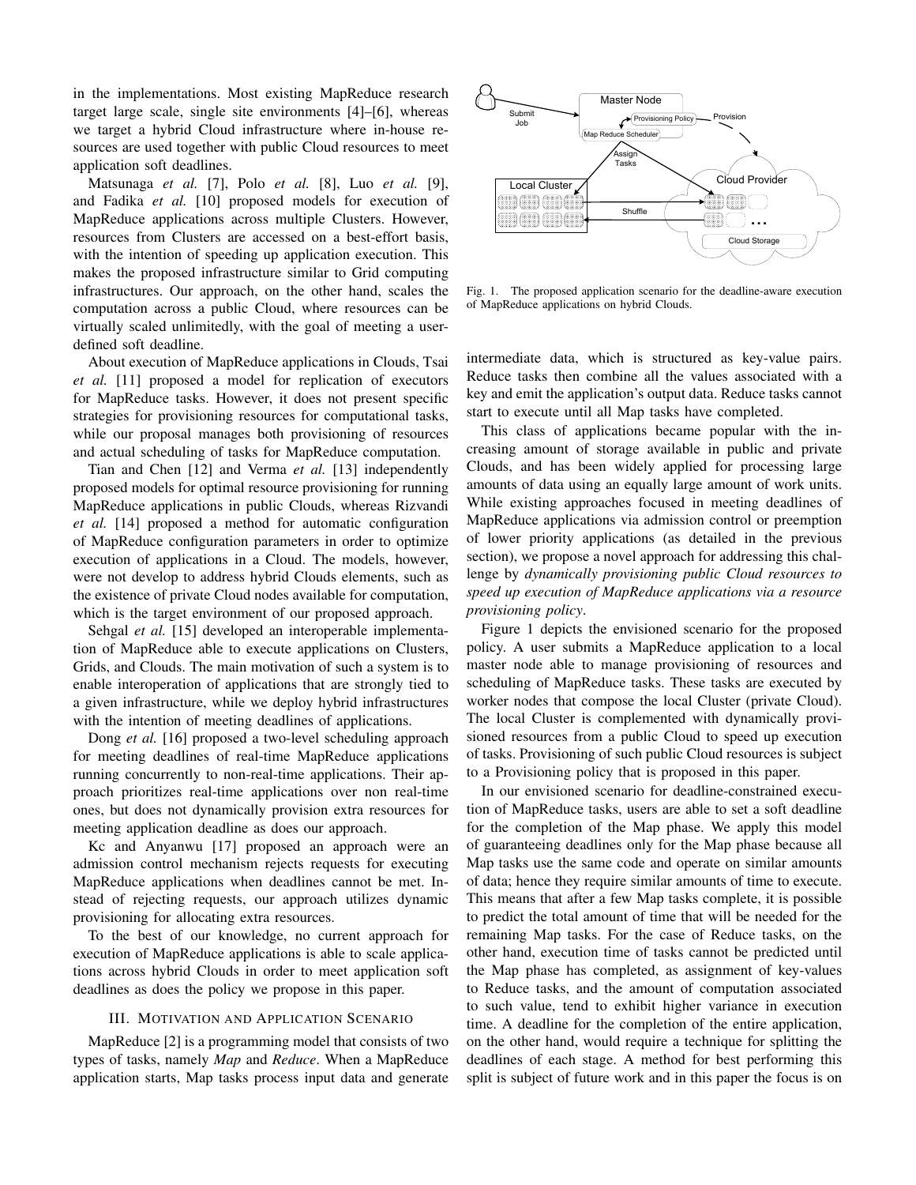in the implementations. Most existing MapReduce research target large scale, single site environments [4]–[6], whereas we target a hybrid Cloud infrastructure where in-house resources are used together with public Cloud resources to meet application soft deadlines.

Matsunaga *et al.* [7], Polo *et al.* [8], Luo *et al.* [9], and Fadika *et al.* [10] proposed models for execution of MapReduce applications across multiple Clusters. However, resources from Clusters are accessed on a best-effort basis, with the intention of speeding up application execution. This makes the proposed infrastructure similar to Grid computing infrastructures. Our approach, on the other hand, scales the computation across a public Cloud, where resources can be virtually scaled unlimitedly, with the goal of meeting a user-defined soft deadline.

About execution of MapReduce applications in Clouds, Tsai *et al.* [11] proposed a model for replication of executors for MapReduce tasks. However, it does not present specific strategies for provisioning resources for computational tasks, while our proposal manages both provisioning of resources and actual scheduling of tasks for MapReduce computation.

Tian and Chen [12] and Verma *et al.* [13] independently proposed models for optimal resource provisioning for running MapReduce applications in public Clouds, whereas Rizvandi *et al.* [14] proposed a method for automatic configuration of MapReduce configuration parameters in order to optimize execution of applications in a Cloud. The models, however, were not develop to address hybrid Clouds elements, such as the existence of private Cloud nodes available for computation, which is the target environment of our proposed approach.

Sehgal *et al.* [15] developed an interoperable implementation of MapReduce able to execute applications on Clusters, Grids, and Clouds. The main motivation of such a system is to enable interoperation of applications that are strongly tied to a given infrastructure, while we deploy hybrid infrastructures with the intention of meeting deadlines of applications.

Dong *et al.* [16] proposed a two-level scheduling approach for meeting deadlines of real-time MapReduce applications running concurrently to non-real-time applications. Their approach prioritizes real-time applications over non real-time ones, but does not dynamically provision extra resources for meeting application deadline as does our approach.

Kc and Anyanwu [17] proposed an approach were an admission control mechanism rejects requests for executing MapReduce applications when deadlines cannot be met. Instead of rejecting requests, our approach utilizes dynamic provisioning for allocating extra resources.

To the best of our knowledge, no current approach for execution of MapReduce applications is able to scale applications across hybrid Clouds in order to meet application soft deadlines as does the policy we propose in this paper.

## III. Motivation and Application Scenario

MapReduce [2] is a programming model that consists of two types of tasks, namely *Map* and *Reduce*. When a MapReduce application starts, Map tasks process input data and generate intermediate data, which is structured as key-value pairs. Reduce tasks then combine all the values associated with a key and emit the application's output data. Reduce tasks cannot start to execute until all Map tasks have completed.

Fig. 1. The proposed application scenario for the deadline-aware execution of MapReduce applications on hybrid Clouds.

This class of applications became popular with the increasing amount of storage available in public and private Clouds, and has been widely applied for processing large amounts of data using an equally large amount of work units. While existing approaches focused in meeting deadlines of MapReduce applications via admission control or preemption of lower priority applications (as detailed in the previous section), we propose a novel approach for addressing this challenge by *dynamically provisioning public Cloud resources to speed up execution of MapReduce applications via a resource provisioning policy*.

Figure 1 depicts the envisioned scenario for the proposed policy. A user submits a MapReduce application to a local master node able to manage provisioning of resources and scheduling of MapReduce tasks. These tasks are executed by worker nodes that compose the local Cluster (private Cloud). The local Cluster is complemented with dynamically provisioned resources from a public Cloud to speed up execution of tasks. Provisioning of such public Cloud resources is subject to a Provisioning policy that is proposed in this paper.

In our envisioned scenario for deadline-constrained execution of MapReduce tasks, users are able to set a soft deadline for the completion of the Map phase. We apply this model of guaranteeing deadlines only for the Map phase because all Map tasks use the same code and operate on similar amounts of data; hence they require similar amounts of time to execute. This means that after a few Map tasks complete, it is possible to predict the total amount of time that will be needed for the remaining Map tasks. For the case of Reduce tasks, on the other hand, execution time of tasks cannot be predicted until the Map phase has completed, as assignment of key-values to Reduce tasks, and the amount of computation associated to such value, tend to exhibit higher variance in execution time. A deadline for the completion of the entire application, on the other hand, would require a technique for splitting the deadlines of each stage. A method for best performing this split is subject of future work and in this paper the focus is on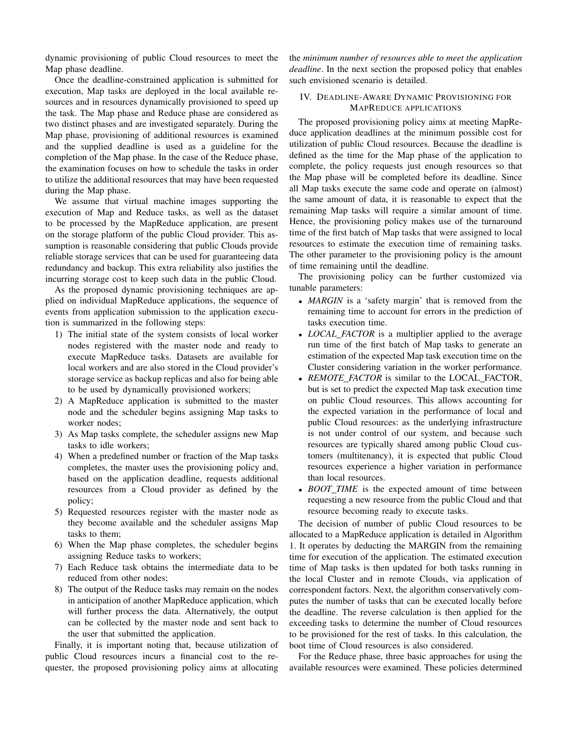dynamic provisioning of public Cloud resources to meet the Map phase deadline.

Once the deadline-constrained application is submitted for execution, Map tasks are deployed in the local available resources and in resources dynamically provisioned to speed up the task. The Map phase and Reduce phase are considered as two distinct phases and are investigated separately. During the Map phase, provisioning of additional resources is examined and the supplied deadline is used as a guideline for the completion of the Map phase. In the case of the Reduce phase, the examination focuses on how to schedule the tasks in order to utilize the additional resources that may have been requested during the Map phase.

We assume that virtual machine images supporting the execution of Map and Reduce tasks, as well as the dataset to be processed by the MapReduce application, are present on the storage platform of the public Cloud provider. This assumption is reasonable considering that public Clouds provide reliable storage services that can be used for guaranteeing data redundancy and backup. This extra reliability also justifies the incurring storage cost to keep such data in the public Cloud.

As the proposed dynamic provisioning techniques are applied on individual MapReduce applications, the sequence of events from application submission to the application execution is summarized in the following steps:

1) The initial state of the system consists of local worker nodes registered with the master node and ready to execute MapReduce tasks. Datasets are available for local workers and are also stored in the Cloud provider's storage service as backup replicas and also for being able to be used by dynamically provisioned workers;
2) A MapReduce application is submitted to the master node and the scheduler begins assigning Map tasks to worker nodes;
3) As Map tasks complete, the scheduler assigns new Map tasks to idle workers;
4) When a predefined number or fraction of the Map tasks completes, the master uses the provisioning policy and, based on the application deadline, requests additional resources from a Cloud provider as defined by the policy;
5) Requested resources register with the master node as they become available and the scheduler assigns Map tasks to them;
6) When the Map phase completes, the scheduler begins assigning Reduce tasks to workers;
7) Each Reduce task obtains the intermediate data to be reduced from other nodes;
8) The output of the Reduce tasks may remain on the nodes in anticipation of another MapReduce application, which will further process the data. Alternatively, the output can be collected by the master node and sent back to the user that submitted the application.

Finally, it is important noting that, because utilization of public Cloud resources incurs a financial cost to the requester, the proposed provisioning policy aims at allocating the *minimum number of resources able to meet the application deadline*. In the next section the proposed policy that enables such envisioned scenario is detailed.

## IV. Deadline-Aware Dynamic Provisioning for MapReduce applications

The proposed provisioning policy aims at meeting MapReduce application deadlines at the minimum possible cost for utilization of public Cloud resources. Because the deadline is defined as the time for the Map phase of the application to complete, the policy requests just enough resources so that the Map phase will be completed before its deadline. Since all Map tasks execute the same code and operate on (almost) the same amount of data, it is reasonable to expect that the remaining Map tasks will require a similar amount of time. Hence, the provisioning policy makes use of the turnaround time of the first batch of Map tasks that were assigned to local resources to estimate the execution time of remaining tasks. The other parameter to the provisioning policy is the amount of time remaining until the deadline.

The provisioning policy can be further customized via tunable parameters:

- *MARGIN* is a 'safety margin' that is removed from the remaining time to account for errors in the prediction of tasks execution time.
- *LOCAL_FACTOR* is a multiplier applied to the average run time of the first batch of Map tasks to generate an estimation of the expected Map task execution time on the Cluster considering variation in the worker performance.
- *REMOTE_FACTOR* is similar to the LOCAL_FACTOR, but is set to predict the expected Map task execution time on public Cloud resources. This allows accounting for the expected variation in the performance of local and public Cloud resources: as the underlying infrastructure is not under control of our system, and because such resources are typically shared among public Cloud customers (multitenancy), it is expected that public Cloud resources experience a higher variation in performance than local resources.
- *BOOT_TIME* is the expected amount of time between requesting a new resource from the public Cloud and that resource becoming ready to execute tasks.

The decision of number of public Cloud resources to be allocated to a MapReduce application is detailed in Algorithm 1. It operates by deducting the MARGIN from the remaining time for execution of the application. The estimated execution time of Map tasks is then updated for both tasks running in the local Cluster and in remote Clouds, via application of correspondent factors. Next, the algorithm conservatively computes the number of tasks that can be executed locally before the deadline. The reverse calculation is then applied for the exceeding tasks to determine the number of Cloud resources to be provisioned for the rest of tasks. In this calculation, the boot time of Cloud resources is also considered.

For the Reduce phase, three basic approaches for using the available resources were examined. These policies determined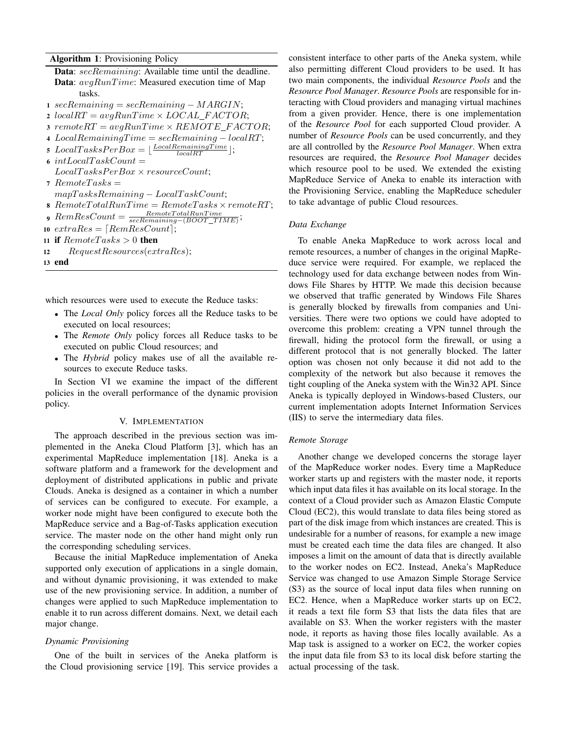**Algorithm 1**: Provisioning Policy

**Data**: $secRemaining$: Available time until the deadline.
**Data**: $avgRunTime$: Measured execution time of Map tasks.

1 $secRemaining = secRemaining - MARGIN$;
2 $localRT = avgRunTime \times LOCAL\_FACTOR$;
3 $remoteRT = avgRunTime \times REMOTE\_FACTOR$;
4 $LocalRemainingTime = secRemaining - localRT$;
5 $LocalTasksPerBox = \lfloor \frac{LocalRemainingTime}{localRT} \rfloor$;
6 $intLocalTaskCount = LocalTasksPerBox \times resourceCount$;
7 $RemoteTasks = mapTasksRemaining - LocalTaskCount$;
8 $RemoteTotalRunTime = RemoteTasks \times remoteRT$;
9 $RemResCount = \frac{RemoteTotalRunTime}{secRemaining - (BOOT\_TIME)}$;
10 $extraRes = \lceil RemResCount \rceil$;
11 **if** $RemoteTasks > 0$ **then**
12 $\quad RequestResources(extraRes)$;
13 **end**

which resources were used to execute the Reduce tasks:

- The *Local Only* policy forces all the Reduce tasks to be executed on local resources;
- The *Remote Only* policy forces all Reduce tasks to be executed on public Cloud resources; and
- The *Hybrid* policy makes use of all the available resources to execute Reduce tasks.

In Section VI we examine the impact of the different policies in the overall performance of the dynamic provision policy.

## V. Implementation

The approach described in the previous section was implemented in the Aneka Cloud Platform [3], which has an experimental MapReduce implementation [18]. Aneka is a software platform and a framework for the development and deployment of distributed applications in public and private Clouds. Aneka is designed as a container in which a number of services can be configured to execute. For example, a worker node might have been configured to execute both the MapReduce service and a Bag-of-Tasks application execution service. The master node on the other hand might only run the corresponding scheduling services.

Because the initial MapReduce implementation of Aneka supported only execution of applications in a single domain, and without dynamic provisioning, it was extended to make use of the new provisioning service. In addition, a number of changes were applied to such MapReduce implementation to enable it to run across different domains. Next, we detail each major change.

### *Dynamic Provisioning*

One of the built in services of the Aneka platform is the Cloud provisioning service [19]. This service provides a consistent interface to other parts of the Aneka system, while also permitting different Cloud providers to be used. It has two main components, the individual *Resource Pools* and the *Resource Pool Manager*. *Resource Pools* are responsible for interacting with Cloud providers and managing virtual machines from a given provider. Hence, there is one implementation of the *Resource Pool* for each supported Cloud provider. A number of *Resource Pools* can be used concurrently, and they are all controlled by the *Resource Pool Manager*. When extra resources are required, the *Resource Pool Manager* decides which resource pool to be used. We extended the existing MapReduce Service of Aneka to enable its interaction with the Provisioning Service, enabling the MapReduce scheduler to take advantage of public Cloud resources.

### *Data Exchange*

To enable Aneka MapReduce to work across local and remote resources, a number of changes in the original MapReduce service were required. For example, we replaced the technology used for data exchange between nodes from Windows File Shares by HTTP. We made this decision because we observed that traffic generated by Windows File Shares is generally blocked by firewalls from companies and Universities. There were two options we could have adopted to overcome this problem: creating a VPN tunnel through the firewall, hiding the protocol form the firewall, or using a different protocol that is not generally blocked. The latter option was chosen not only because it did not add to the complexity of the network but also because it removes the tight coupling of the Aneka system with the Win32 API. Since Aneka is typically deployed in Windows-based Clusters, our current implementation adopts Internet Information Services (IIS) to serve the intermediary data files.

### *Remote Storage*

Another change we developed concerns the storage layer of the MapReduce worker nodes. Every time a MapReduce worker starts up and registers with the master node, it reports which input data files it has available on its local storage. In the context of a Cloud provider such as Amazon Elastic Compute Cloud (EC2), this would translate to data files being stored as part of the disk image from which instances are created. This is undesirable for a number of reasons, for example a new image must be created each time the data files are changed. It also imposes a limit on the amount of data that is directly available to the worker nodes on EC2. Instead, Aneka's MapReduce Service was changed to use Amazon Simple Storage Service (S3) as the source of local input data files when running on EC2. Hence, when a MapReduce worker starts up on EC2, it reads a text file form S3 that lists the data files that are available on S3. When the worker registers with the master node, it reports as having those files locally available. As a Map task is assigned to a worker on EC2, the worker copies the input data file from S3 to its local disk before starting the actual processing of the task.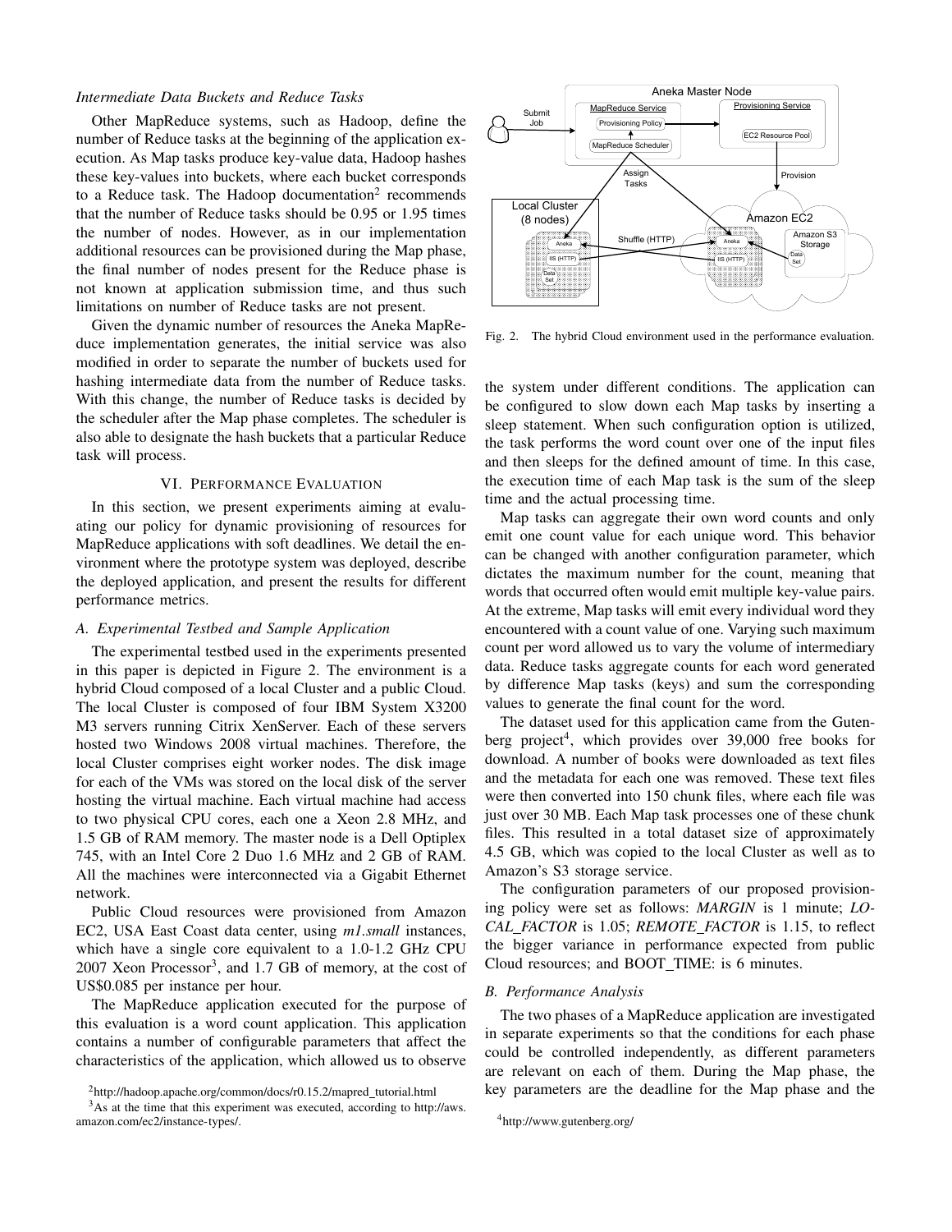*Intermediate Data Buckets and Reduce Tasks*

Other MapReduce systems, such as Hadoop, define the number of Reduce tasks at the beginning of the application execution. As Map tasks produce key-value data, Hadoop hashes these key-values into buckets, where each bucket corresponds to a Reduce task. The Hadoop documentation[2] recommends that the number of Reduce tasks should be 0.95 or 1.95 times the number of nodes. However, as in our implementation additional resources can be provisioned during the Map phase, the final number of nodes present for the Reduce phase is not known at application submission time, and thus such limitations on number of Reduce tasks are not present.

Given the dynamic number of resources the Aneka MapReduce implementation generates, the initial service was also modified in order to separate the number of buckets used for hashing intermediate data from the number of Reduce tasks. With this change, the number of Reduce tasks is decided by the scheduler after the Map phase completes. The scheduler is also able to designate the hash buckets that a particular Reduce task will process.

## VI. Performance Evaluation

In this section, we present experiments aiming at evaluating our policy for dynamic provisioning of resources for MapReduce applications with soft deadlines. We detail the environment where the prototype system was deployed, describe the deployed application, and present the results for different performance metrics.

### A. Experimental Testbed and Sample Application

The experimental testbed used in the experiments presented in this paper is depicted in Figure 2. The environment is a hybrid Cloud composed of a local Cluster and a public Cloud. The local Cluster is composed of four IBM System X3200 M3 servers running Citrix XenServer. Each of these servers hosted two Windows 2008 virtual machines. Therefore, the local Cluster comprises eight worker nodes. The disk image for each of the VMs was stored on the local disk of the server hosting the virtual machine. Each virtual machine had access to two physical CPU cores, each one a Xeon 2.8 MHz, and 1.5 GB of RAM memory. The master node is a Dell Optiplex 745, with an Intel Core 2 Duo 1.6 MHz and 2 GB of RAM. All the machines were interconnected via a Gigabit Ethernet network.

Public Cloud resources were provisioned from Amazon EC2, USA East Coast data center, using *m1.small* instances, which have a single core equivalent to a 1.0-1.2 GHz CPU 2007 Xeon Processor[3], and 1.7 GB of memory, at the cost of US$0.085 per instance per hour.

The MapReduce application executed for the purpose of this evaluation is a word count application. This application contains a number of configurable parameters that affect the characteristics of the application, which allowed us to observe the system under different conditions. The application can be configured to slow down each Map tasks by inserting a sleep statement. When such configuration option is utilized, the task performs the word count over one of the input files and then sleeps for the defined amount of time. In this case, the execution time of each Map task is the sum of the sleep time and the actual processing time.

Fig. 2. The hybrid Cloud environment used in the performance evaluation.

Map tasks can aggregate their own word counts and only emit one count value for each unique word. This behavior can be changed with another configuration parameter, which dictates the maximum number for the count, meaning that words that occurred often would emit multiple key-value pairs. At the extreme, Map tasks will emit every individual word they encountered with a count value of one. Varying such maximum count per word allowed us to vary the volume of intermediary data. Reduce tasks aggregate counts for each word generated by difference Map tasks (keys) and sum the corresponding values to generate the final count for the word.

The dataset used for this application came from the Gutenberg project[4], which provides over 39,000 free books for download. A number of books were downloaded as text files and the metadata for each one was removed. These text files were then converted into 150 chunk files, where each file was just over 30 MB. Each Map task processes one of these chunk files. This resulted in a total dataset size of approximately 4.5 GB, which was copied to the local Cluster as well as to Amazon's S3 storage service.

The configuration parameters of our proposed provisioning policy were set as follows: *MARGIN* is 1 minute; *LOCAL_FACTOR* is 1.05; *REMOTE_FACTOR* is 1.15, to reflect the bigger variance in performance expected from public Cloud resources; and BOOT_TIME: is 6 minutes.

### B. Performance Analysis

The two phases of a MapReduce application are investigated in separate experiments so that the conditions for each phase could be controlled independently, as different parameters are relevant on each of them. During the Map phase, the key parameters are the deadline for the Map phase and the

[2] http://hadoop.apache.org/common/docs/r0.15.2/mapred_tutorial.html

[3] As at the time that this experiment was executed, according to http://aws.amazon.com/ec2/instance-types/.

[4] http://www.gutenberg.org/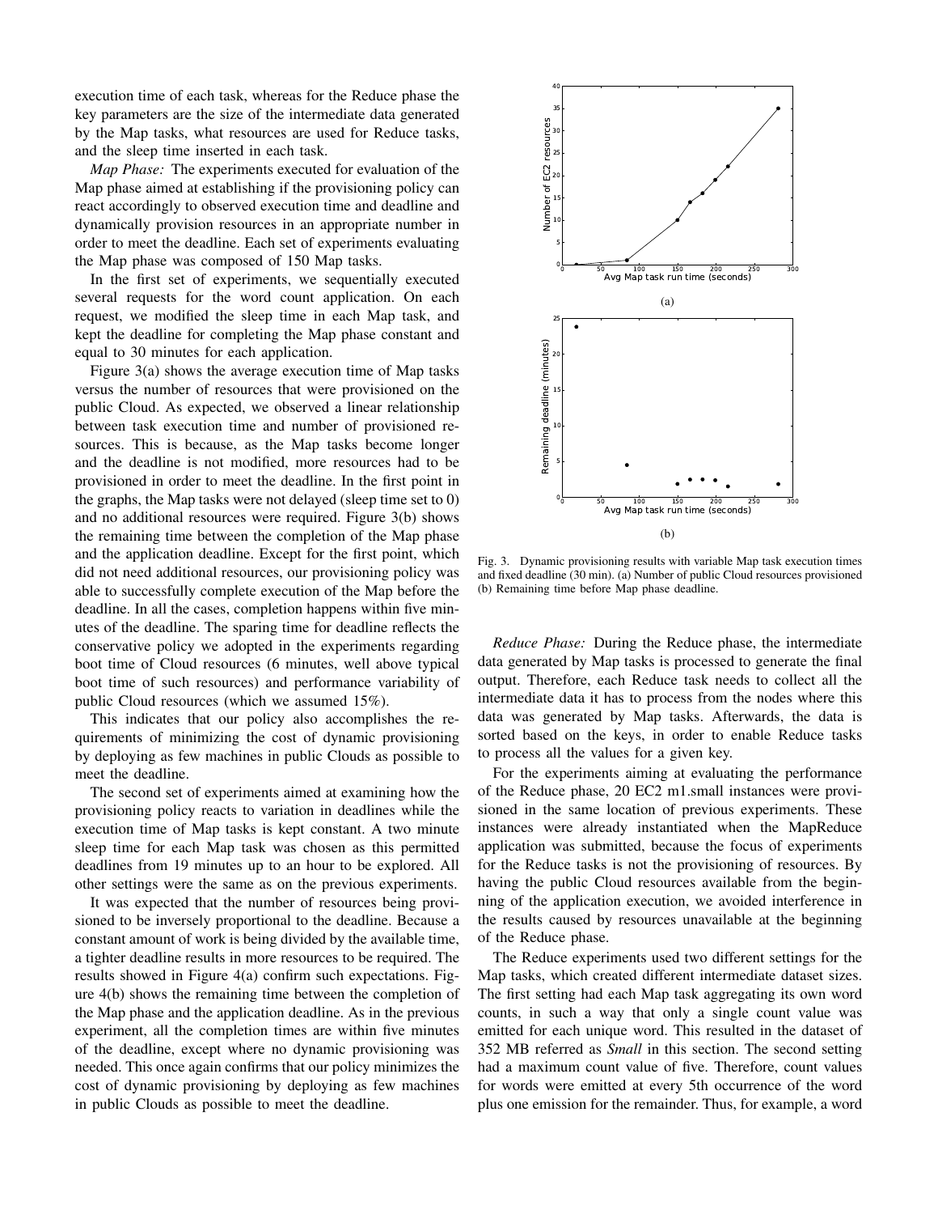execution time of each task, whereas for the Reduce phase the key parameters are the size of the intermediate data generated by the Map tasks, what resources are used for Reduce tasks, and the sleep time inserted in each task.

*Map Phase:* The experiments executed for evaluation of the Map phase aimed at establishing if the provisioning policy can react accordingly to observed execution time and deadline and dynamically provision resources in an appropriate number in order to meet the deadline. Each set of experiments evaluating the Map phase was composed of 150 Map tasks.

In the first set of experiments, we sequentially executed several requests for the word count application. On each request, we modified the sleep time in each Map task, and kept the deadline for completing the Map phase constant and equal to 30 minutes for each application.

Figure 3(a) shows the average execution time of Map tasks versus the number of resources that were provisioned on the public Cloud. As expected, we observed a linear relationship between task execution time and number of provisioned resources. This is because, as the Map tasks become longer and the deadline is not modified, more resources had to be provisioned in order to meet the deadline. In the first point in the graphs, the Map tasks were not delayed (sleep time set to 0) and no additional resources were required. Figure 3(b) shows the remaining time between the completion of the Map phase and the application deadline. Except for the first point, which did not need additional resources, our provisioning policy was able to successfully complete execution of the Map before the deadline. In all the cases, completion happens within five minutes of the deadline. The sparing time for deadline reflects the conservative policy we adopted in the experiments regarding boot time of Cloud resources (6 minutes, well above typical boot time of such resources) and performance variability of public Cloud resources (which we assumed 15%).

This indicates that our policy also accomplishes the requirements of minimizing the cost of dynamic provisioning by deploying as few machines in public Clouds as possible to meet the deadline.

The second set of experiments aimed at examining how the provisioning policy reacts to variation in deadlines while the execution time of Map tasks is kept constant. A two minute sleep time for each Map task was chosen as this permitted deadlines from 19 minutes up to an hour to be explored. All other settings were the same as on the previous experiments.

It was expected that the number of resources being provisioned to be inversely proportional to the deadline. Because a constant amount of work is being divided by the available time, a tighter deadline results in more resources to be required. The results showed in Figure 4(a) confirm such expectations. Figure 4(b) shows the remaining time between the completion of the Map phase and the application deadline. As in the previous experiment, all the completion times are within five minutes of the deadline, except where no dynamic provisioning was needed. This once again confirms that our policy minimizes the cost of dynamic provisioning by deploying as few machines in public Clouds as possible to meet the deadline.

Number of EC2 resources
Avg Map task run time (seconds)

(a)

Remaining deadline (minutes)
Avg Map task run time (seconds)

(b)

Fig. 3. Dynamic provisioning results with variable Map task execution times and fixed deadline (30 min). (a) Number of public Cloud resources provisioned (b) Remaining time before Map phase deadline.

*Reduce Phase:* During the Reduce phase, the intermediate data generated by Map tasks is processed to generate the final output. Therefore, each Reduce task needs to collect all the intermediate data it has to process from the nodes where this data was generated by Map tasks. Afterwards, the data is sorted based on the keys, in order to enable Reduce tasks to process all the values for a given key.

For the experiments aiming at evaluating the performance of the Reduce phase, 20 EC2 m1.small instances were provisioned in the same location of previous experiments. These instances were already instantiated when the MapReduce application was submitted, because the focus of experiments for the Reduce tasks is not the provisioning of resources. By having the public Cloud resources available from the beginning of the application execution, we avoided interference in the results caused by resources unavailable at the beginning of the Reduce phase.

The Reduce experiments used two different settings for the Map tasks, which created different intermediate dataset sizes. The first setting had each Map task aggregating its own word counts, in such a way that only a single count value was emitted for each unique word. This resulted in the dataset of 352 MB referred as *Small* in this section. The second setting had a maximum count value of five. Therefore, count values for words were emitted at every 5th occurrence of the word plus one emission for the remainder. Thus, for example, a word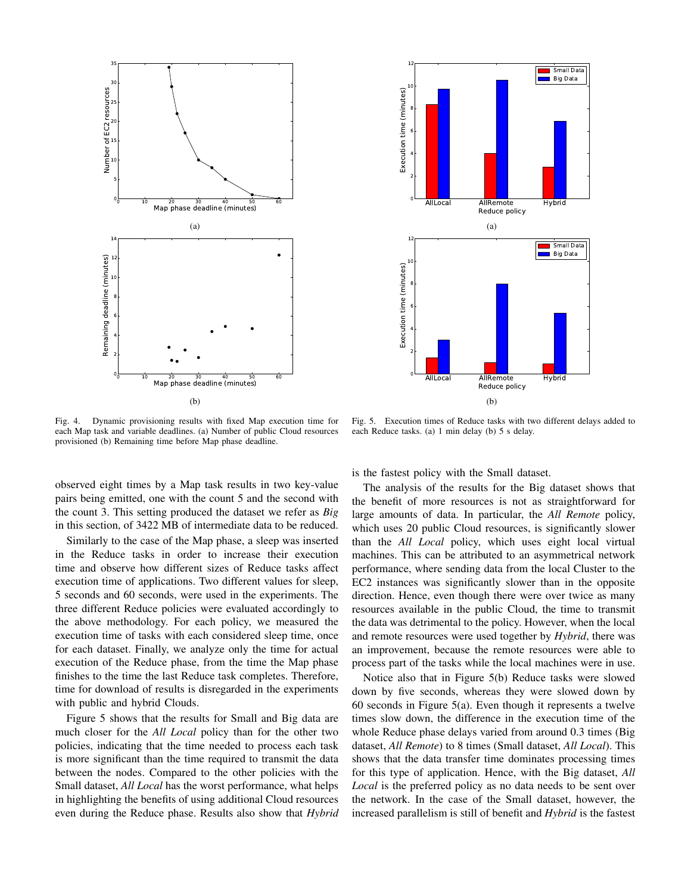Fig. 4. Dynamic provisioning results with fixed Map execution time for each Map task and variable deadlines. (a) Number of public Cloud resources provisioned (b) Remaining time before Map phase deadline.

Fig. 5. Execution times of Reduce tasks with two different delays added to each Reduce tasks. (a) 1 min delay (b) 5 s delay.

observed eight times by a Map task results in two key-value pairs being emitted, one with the count 5 and the second with the count 3. This setting produced the dataset we refer as *Big* in this section, of 3422 MB of intermediate data to be reduced.

Similarly to the case of the Map phase, a sleep was inserted in the Reduce tasks in order to increase their execution time and observe how different sizes of Reduce tasks affect execution time of applications. Two different values for sleep, 5 seconds and 60 seconds, were used in the experiments. The three different Reduce policies were evaluated accordingly to the above methodology. For each policy, we measured the execution time of tasks with each considered sleep time, once for each dataset. Finally, we analyze only the time for actual execution of the Reduce phase, from the time the Map phase finishes to the time the last Reduce task completes. Therefore, time for download of results is disregarded in the experiments with public and hybrid Clouds.

Figure 5 shows that the results for Small and Big data are much closer for the *All Local* policy than for the other two policies, indicating that the time needed to process each task is more significant than the time required to transmit the data between the nodes. Compared to the other policies with the Small dataset, *All Local* has the worst performance, what helps in highlighting the benefits of using additional Cloud resources even during the Reduce phase. Results also show that *Hybrid* is the fastest policy with the Small dataset.

The analysis of the results for the Big dataset shows that the benefit of more resources is not as straightforward for large amounts of data. In particular, the *All Remote* policy, which uses 20 public Cloud resources, is significantly slower than the *All Local* policy, which uses eight local virtual machines. This can be attributed to an asymmetrical network performance, where sending data from the local Cluster to the EC2 instances was significantly slower than in the opposite direction. Hence, even though there were over twice as many resources available in the public Cloud, the time to transmit the data was detrimental to the policy. However, when the local and remote resources were used together by *Hybrid*, there was an improvement, because the remote resources were able to process part of the tasks while the local machines were in use.

Notice also that in Figure 5(b) Reduce tasks were slowed down by five seconds, whereas they were slowed down by 60 seconds in Figure 5(a). Even though it represents a twelve times slow down, the difference in the execution time of the whole Reduce phase delays varied from around 0.3 times (Big dataset, *All Remote*) to 8 times (Small dataset, *All Local*). This shows that the data transfer time dominates processing times for this type of application. Hence, with the Big dataset, *All Local* is the preferred policy as no data needs to be sent over the network. In the case of the Small dataset, however, the increased parallelism is still of benefit and *Hybrid* is the fastest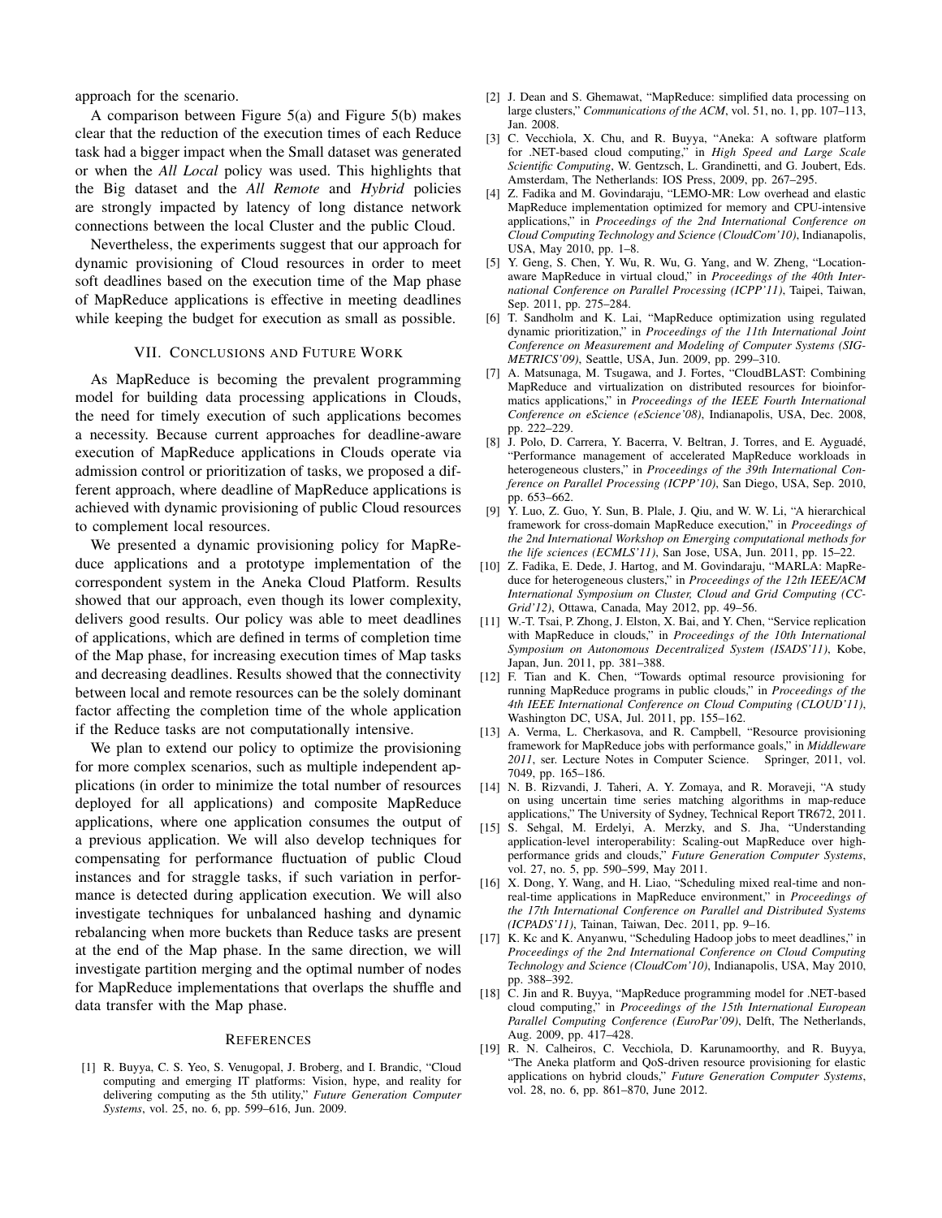approach for the scenario.

A comparison between Figure 5(a) and Figure 5(b) makes clear that the reduction of the execution times of each Reduce task had a bigger impact when the Small dataset was generated or when the *All Local* policy was used. This highlights that the Big dataset and the *All Remote* and *Hybrid* policies are strongly impacted by latency of long distance network connections between the local Cluster and the public Cloud.

Nevertheless, the experiments suggest that our approach for dynamic provisioning of Cloud resources in order to meet soft deadlines based on the execution time of the Map phase of MapReduce applications is effective in meeting deadlines while keeping the budget for execution as small as possible.

## VII. Conclusions and Future Work

As MapReduce is becoming the prevalent programming model for building data processing applications in Clouds, the need for timely execution of such applications becomes a necessity. Because current approaches for deadline-aware execution of MapReduce applications in Clouds operate via admission control or prioritization of tasks, we proposed a different approach, where deadline of MapReduce applications is achieved with dynamic provisioning of public Cloud resources to complement local resources.

We presented a dynamic provisioning policy for MapReduce applications and a prototype implementation of the correspondent system in the Aneka Cloud Platform. Results showed that our approach, even though its lower complexity, delivers good results. Our policy was able to meet deadlines of applications, which are defined in terms of completion time of the Map phase, for increasing execution times of Map tasks and decreasing deadlines. Results showed that the connectivity between local and remote resources can be the solely dominant factor affecting the completion time of the whole application if the Reduce tasks are not computationally intensive.

We plan to extend our policy to optimize the provisioning for more complex scenarios, such as multiple independent applications (in order to minimize the total number of resources deployed for all applications) and composite MapReduce applications, where one application consumes the output of a previous application. We will also develop techniques for compensating for performance fluctuation of public Cloud instances and for straggle tasks, if such variation in performance is detected during application execution. We will also investigate techniques for unbalanced hashing and dynamic rebalancing when more buckets than Reduce tasks are present at the end of the Map phase. In the same direction, we will investigate partition merging and the optimal number of nodes for MapReduce implementations that overlaps the shuffle and data transfer with the Map phase.

## References

[1] R. Buyya, C. S. Yeo, S. Venugopal, J. Broberg, and I. Brandic, "Cloud computing and emerging IT platforms: Vision, hype, and reality for delivering computing as the 5th utility," *Future Generation Computer Systems*, vol. 25, no. 6, pp. 599–616, Jun. 2009.

[2] J. Dean and S. Ghemawat, "MapReduce: simplified data processing on large clusters," *Communications of the ACM*, vol. 51, no. 1, pp. 107–113, Jan. 2008.

[3] C. Vecchiola, X. Chu, and R. Buyya, "Aneka: A software platform for .NET-based cloud computing," in *High Speed and Large Scale Scientific Computing*, W. Gentzsch, L. Grandinetti, and G. Joubert, Eds. Amsterdam, The Netherlands: IOS Press, 2009, pp. 267–295.

[4] Z. Fadika and M. Govindaraju, "LEMO-MR: Low overhead and elastic MapReduce implementation optimized for memory and CPU-intensive applications," in *Proceedings of the 2nd International Conference on Cloud Computing Technology and Science (CloudCom'10)*, Indianapolis, USA, May 2010, pp. 1–8.

[5] Y. Geng, S. Chen, Y. Wu, R. Wu, G. Yang, and W. Zheng, "Location-aware MapReduce in virtual cloud," in *Proceedings of the 40th International Conference on Parallel Processing (ICPP'11)*, Taipei, Taiwan, Sep. 2011, pp. 275–284.

[6] T. Sandholm and K. Lai, "MapReduce optimization using regulated dynamic prioritization," in *Proceedings of the 11th International Joint Conference on Measurement and Modeling of Computer Systems (SIGMETRICS'09)*, Seattle, USA, Jun. 2009, pp. 299–310.

[7] A. Matsunaga, M. Tsugawa, and J. Fortes, "CloudBLAST: Combining MapReduce and virtualization on distributed resources for bioinformatics applications," in *Proceedings of the IEEE Fourth International Conference on eScience (eScience'08)*, Indianapolis, USA, Dec. 2008, pp. 222–229.

[8] J. Polo, D. Carrera, Y. Bacerra, V. Beltran, J. Torres, and E. Ayguadé, "Performance management of accelerated MapReduce workloads in heterogeneous clusters," in *Proceedings of the 39th International Conference on Parallel Processing (ICPP'10)*, San Diego, USA, Sep. 2010, pp. 653–662.

[9] Y. Luo, Z. Guo, Y. Sun, B. Plale, J. Qiu, and W. W. Li, "A hierarchical framework for cross-domain MapReduce execution," in *Proceedings of the 2nd International Workshop on Emerging computational methods for the life sciences (ECMLS'11)*, San Jose, USA, Jun. 2011, pp. 15–22.

[10] Z. Fadika, E. Dede, J. Hartog, and M. Govindaraju, "MARLA: MapReduce for heterogeneous clusters," in *Proceedings of the 12th IEEE/ACM International Symposium on Cluster, Cloud and Grid Computing (CCGrid'12)*, Ottawa, Canada, May 2012, pp. 49–56.

[11] W.-T. Tsai, P. Zhong, J. Elston, X. Bai, and Y. Chen, "Service replication with MapReduce in clouds," in *Proceedings of the 10th International Symposium on Autonomous Decentralized System (ISADS'11)*, Kobe, Japan, Jun. 2011, pp. 381–388.

[12] F. Tian and K. Chen, "Towards optimal resource provisioning for running MapReduce programs in public clouds," in *Proceedings of the 4th IEEE International Conference on Cloud Computing (CLOUD'11)*, Washington DC, USA, Jul. 2011, pp. 155–162.

[13] A. Verma, L. Cherkasova, and R. Campbell, "Resource provisioning framework for MapReduce jobs with performance goals," in *Middleware 2011*, ser. Lecture Notes in Computer Science. Springer, 2011, vol. 7049, pp. 165–186.

[14] N. B. Rizvandi, J. Taheri, A. Y. Zomaya, and R. Moraveji, "A study on using uncertain time series matching algorithms in map-reduce applications," The University of Sydney, Technical Report TR672, 2011.

[15] S. Sehgal, M. Erdelyi, A. Merzky, and S. Jha, "Understanding application-level interoperability: Scaling-out MapReduce over high-performance grids and clouds," *Future Generation Computer Systems*, vol. 27, no. 5, pp. 590–599, May 2011.

[16] X. Dong, Y. Wang, and H. Liao, "Scheduling mixed real-time and non-real-time applications in MapReduce environment," in *Proceedings of the 17th International Conference on Parallel and Distributed Systems (ICPADS'11)*, Tainan, Taiwan, Dec. 2011, pp. 9–16.

[17] K. Kc and K. Anyanwu, "Scheduling Hadoop jobs to meet deadlines," in *Proceedings of the 2nd International Conference on Cloud Computing Technology and Science (CloudCom'10)*, Indianapolis, USA, May 2010, pp. 388–392.

[18] C. Jin and R. Buyya, "MapReduce programming model for .NET-based cloud computing," in *Proceedings of the 15th International European Parallel Computing Conference (EuroPar'09)*, Delft, The Netherlands, Aug. 2009, pp. 417–428.

[19] R. N. Calheiros, C. Vecchiola, D. Karunamoorthy, and R. Buyya, "The Aneka platform and QoS-driven resource provisioning for elastic applications on hybrid clouds," *Future Generation Computer Systems*, vol. 28, no. 6, pp. 861–870, June 2012.